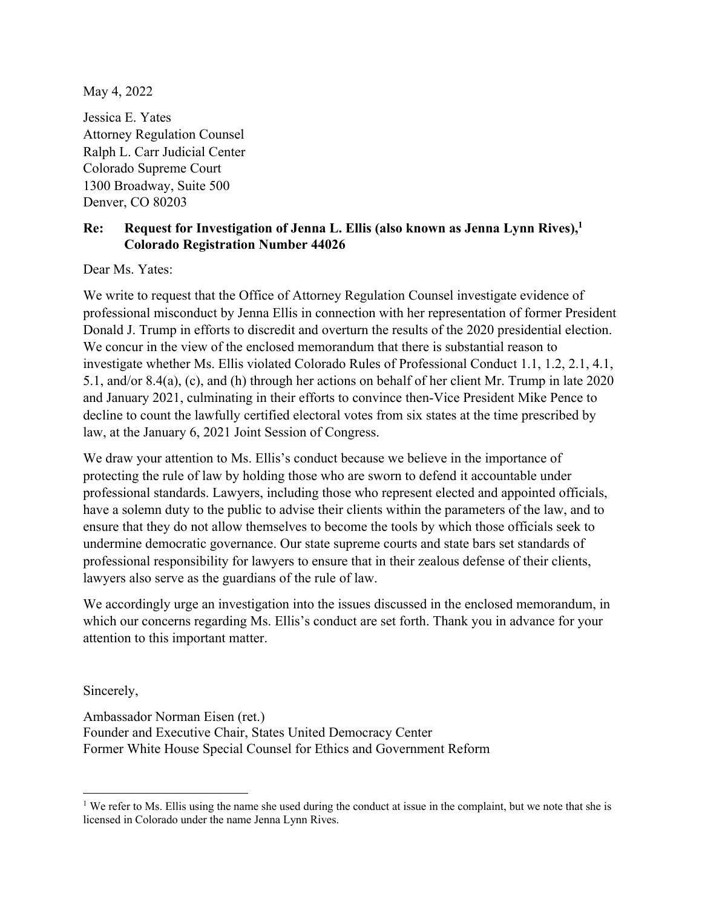May 4, 2022

Jessica E. Yates
Attorney Regulation Counsel
Ralph L. Carr Judicial Center
Colorado Supreme Court
1300 Broadway, Suite 500
Denver, CO 80203

**Re: Request for Investigation of Jenna L. Ellis (also known as Jenna Lynn Rives),[1] Colorado Registration Number 44026**

Dear Ms. Yates:

We write to request that the Office of Attorney Regulation Counsel investigate evidence of professional misconduct by Jenna Ellis in connection with her representation of former President Donald J. Trump in efforts to discredit and overturn the results of the 2020 presidential election. We concur in the view of the enclosed memorandum that there is substantial reason to investigate whether Ms. Ellis violated Colorado Rules of Professional Conduct 1.1, 1.2, 2.1, 4.1, 5.1, and/or 8.4(a), (c), and (h) through her actions on behalf of her client Mr. Trump in late 2020 and January 2021, culminating in their efforts to convince then-Vice President Mike Pence to decline to count the lawfully certified electoral votes from six states at the time prescribed by law, at the January 6, 2021 Joint Session of Congress.

We draw your attention to Ms. Ellis's conduct because we believe in the importance of protecting the rule of law by holding those who are sworn to defend it accountable under professional standards. Lawyers, including those who represent elected and appointed officials, have a solemn duty to the public to advise their clients within the parameters of the law, and to ensure that they do not allow themselves to become the tools by which those officials seek to undermine democratic governance. Our state supreme courts and state bars set standards of professional responsibility for lawyers to ensure that in their zealous defense of their clients, lawyers also serve as the guardians of the rule of law.

We accordingly urge an investigation into the issues discussed in the enclosed memorandum, in which our concerns regarding Ms. Ellis's conduct are set forth. Thank you in advance for your attention to this important matter.

Sincerely,

Ambassador Norman Eisen (ret.)
Founder and Executive Chair, States United Democracy Center
Former White House Special Counsel for Ethics and Government Reform

---

[1] We refer to Ms. Ellis using the name she used during the conduct at issue in the complaint, but we note that she is licensed in Colorado under the name Jenna Lynn Rives.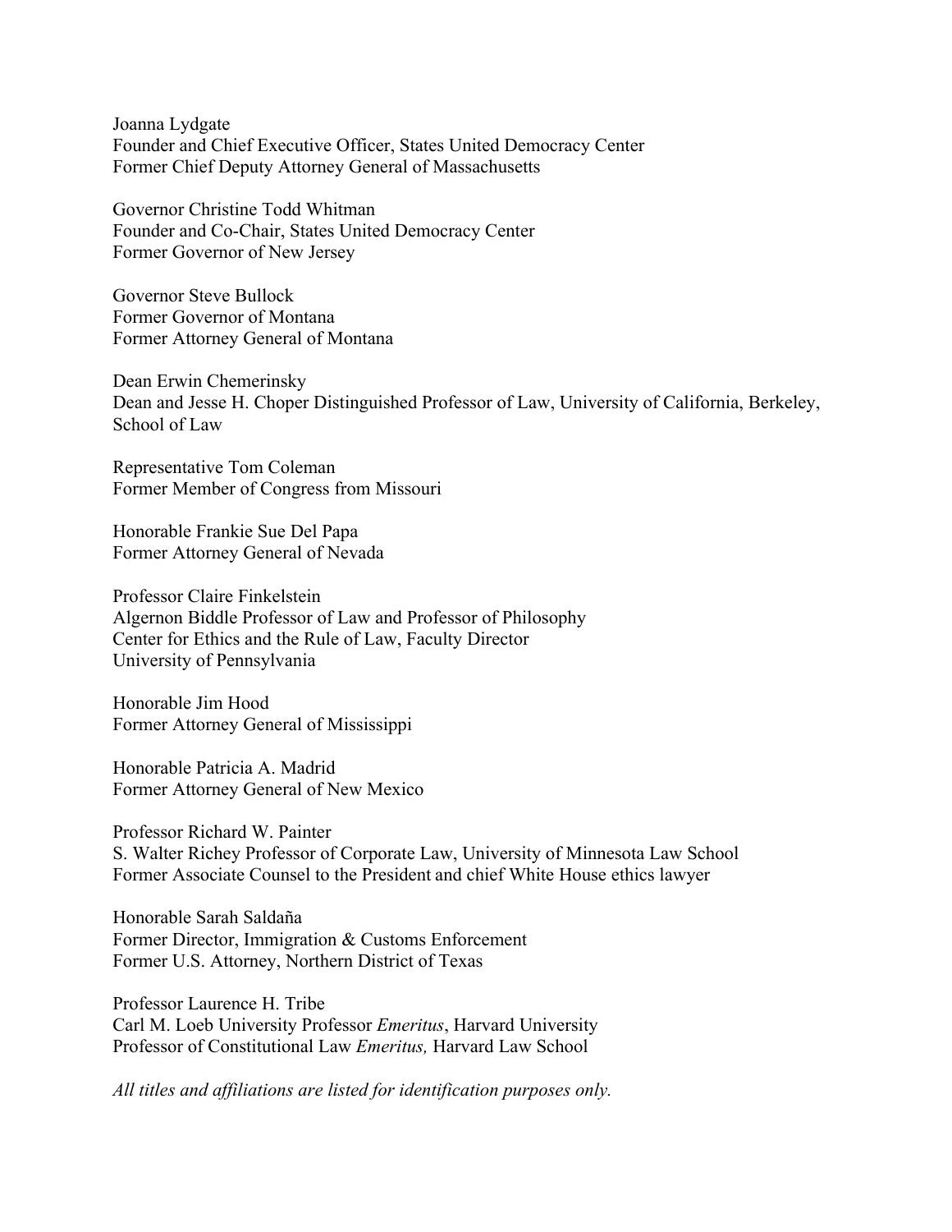Joanna Lydgate
Founder and Chief Executive Officer, States United Democracy Center
Former Chief Deputy Attorney General of Massachusetts

Governor Christine Todd Whitman
Founder and Co-Chair, States United Democracy Center
Former Governor of New Jersey

Governor Steve Bullock
Former Governor of Montana
Former Attorney General of Montana

Dean Erwin Chemerinsky
Dean and Jesse H. Choper Distinguished Professor of Law, University of California, Berkeley, School of Law

Representative Tom Coleman
Former Member of Congress from Missouri

Honorable Frankie Sue Del Papa
Former Attorney General of Nevada

Professor Claire Finkelstein
Algernon Biddle Professor of Law and Professor of Philosophy
Center for Ethics and the Rule of Law, Faculty Director
University of Pennsylvania

Honorable Jim Hood
Former Attorney General of Mississippi

Honorable Patricia A. Madrid
Former Attorney General of New Mexico

Professor Richard W. Painter
S. Walter Richey Professor of Corporate Law, University of Minnesota Law School
Former Associate Counsel to the President and chief White House ethics lawyer

Honorable Sarah Saldaña
Former Director, Immigration & Customs Enforcement
Former U.S. Attorney, Northern District of Texas

Professor Laurence H. Tribe
Carl M. Loeb University Professor *Emeritus*, Harvard University
Professor of Constitutional Law *Emeritus,* Harvard Law School

*All titles and affiliations are listed for identification purposes only.*